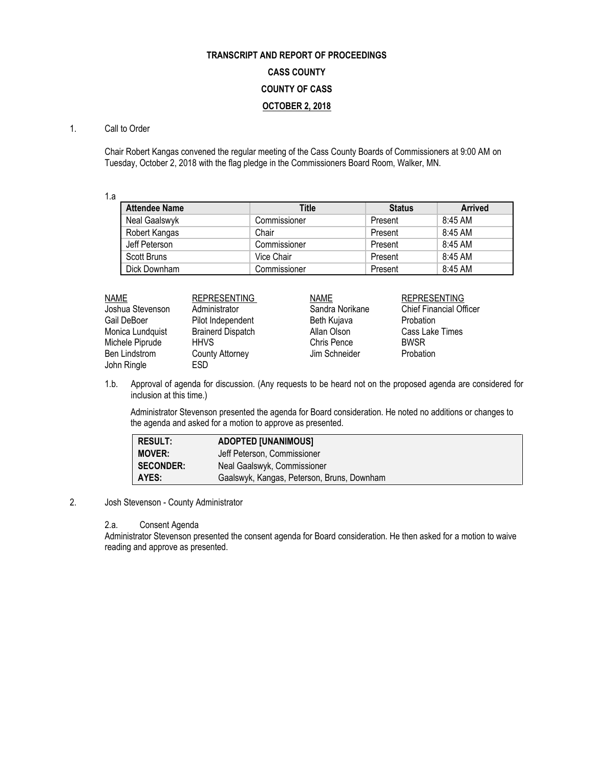**TRANSCRIPT AND REPORT OF PROCEEDINGS**

**CASS COUNTY**

**COUNTY OF CASS**

**OCTOBER 2, 2018**

1. Call to Order

Chair Robert Kangas convened the regular meeting of the Cass County Boards of Commissioners at 9:00 AM on Tuesday, October 2, 2018 with the flag pledge in the Commissioners Board Room, Walker, MN.

1.a

| Attendee Name | Title | Status | Arrived |
|---|---|---|---|
| Neal Gaalswyk | Commissioner | Present | 8:45 AM |
| Robert Kangas | Chair | Present | 8:45 AM |
| Jeff Peterson | Commissioner | Present | 8:45 AM |
| Scott Bruns | Vice Chair | Present | 8:45 AM |
| Dick Downham | Commissioner | Present | 8:45 AM |

| NAME | REPRESENTING | NAME | REPRESENTING |
|---|---|---|---|
| Joshua Stevenson | Administrator | Sandra Norikane | Chief Financial Officer |
| Gail DeBoer | Pilot Independent | Beth Kujava | Probation |
| Monica Lundquist | Brainerd Dispatch | Allan Olson | Cass Lake Times |
| Michele Piprude | HHVS | Chris Pence | BWSR |
| Ben Lindstrom | County Attorney | Jim Schneider | Probation |
| John Ringle | ESD | | |

1.b. Approval of agenda for discussion. (Any requests to be heard not on the proposed agenda are considered for inclusion at this time.)

Administrator Stevenson presented the agenda for Board consideration. He noted no additions or changes to the agenda and asked for a motion to approve as presented.

| | |
|---|---|
| **RESULT:** | **ADOPTED [UNANIMOUS]** |
| **MOVER:** | Jeff Peterson, Commissioner |
| **SECONDER:** | Neal Gaalswyk, Commissioner |
| **AYES:** | Gaalswyk, Kangas, Peterson, Bruns, Downham |

2. Josh Stevenson - County Administrator

2.a. Consent Agenda

Administrator Stevenson presented the consent agenda for Board consideration. He then asked for a motion to waive reading and approve as presented.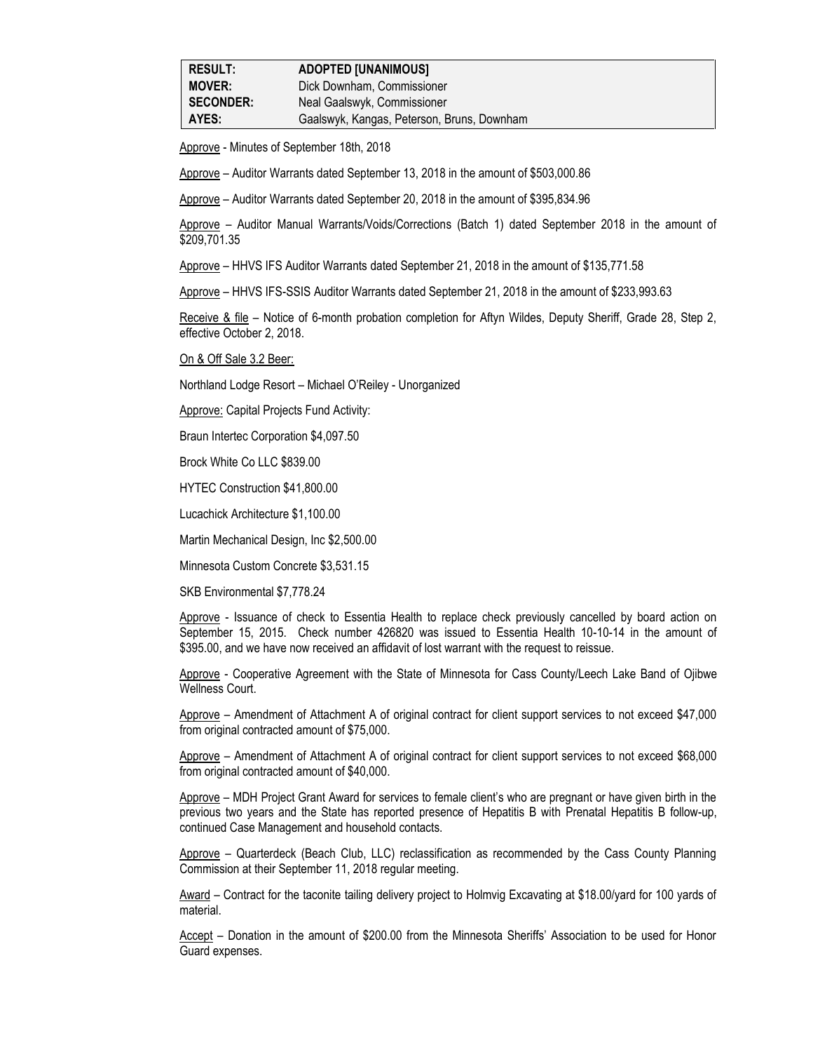| RESULT: | ADOPTED [UNANIMOUS] |
|---|---|
| MOVER: | Dick Downham, Commissioner |
| SECONDER: | Neal Gaalswyk, Commissioner |
| AYES: | Gaalswyk, Kangas, Peterson, Bruns, Downham |

Approve - Minutes of September 18th, 2018

Approve – Auditor Warrants dated September 13, 2018 in the amount of $503,000.86

Approve – Auditor Warrants dated September 20, 2018 in the amount of $395,834.96

Approve – Auditor Manual Warrants/Voids/Corrections (Batch 1) dated September 2018 in the amount of $209,701.35

Approve – HHVS IFS Auditor Warrants dated September 21, 2018 in the amount of $135,771.58

Approve – HHVS IFS-SSIS Auditor Warrants dated September 21, 2018 in the amount of $233,993.63

Receive & file – Notice of 6-month probation completion for Aftyn Wildes, Deputy Sheriff, Grade 28, Step 2, effective October 2, 2018.

On & Off Sale 3.2 Beer:

Northland Lodge Resort – Michael O'Reiley - Unorganized

Approve: Capital Projects Fund Activity:

Braun Intertec Corporation $4,097.50

Brock White Co LLC $839.00

HYTEC Construction $41,800.00

Lucachick Architecture $1,100.00

Martin Mechanical Design, Inc $2,500.00

Minnesota Custom Concrete $3,531.15

SKB Environmental $7,778.24

Approve - Issuance of check to Essentia Health to replace check previously cancelled by board action on September 15, 2015. Check number 426820 was issued to Essentia Health 10-10-14 in the amount of $395.00, and we have now received an affidavit of lost warrant with the request to reissue.

Approve - Cooperative Agreement with the State of Minnesota for Cass County/Leech Lake Band of Ojibwe Wellness Court.

Approve – Amendment of Attachment A of original contract for client support services to not exceed $47,000 from original contracted amount of $75,000.

Approve – Amendment of Attachment A of original contract for client support services to not exceed $68,000 from original contracted amount of $40,000.

Approve – MDH Project Grant Award for services to female client's who are pregnant or have given birth in the previous two years and the State has reported presence of Hepatitis B with Prenatal Hepatitis B follow-up, continued Case Management and household contacts.

Approve – Quarterdeck (Beach Club, LLC) reclassification as recommended by the Cass County Planning Commission at their September 11, 2018 regular meeting.

Award – Contract for the taconite tailing delivery project to Holmvig Excavating at $18.00/yard for 100 yards of material.

Accept – Donation in the amount of $200.00 from the Minnesota Sheriffs' Association to be used for Honor Guard expenses.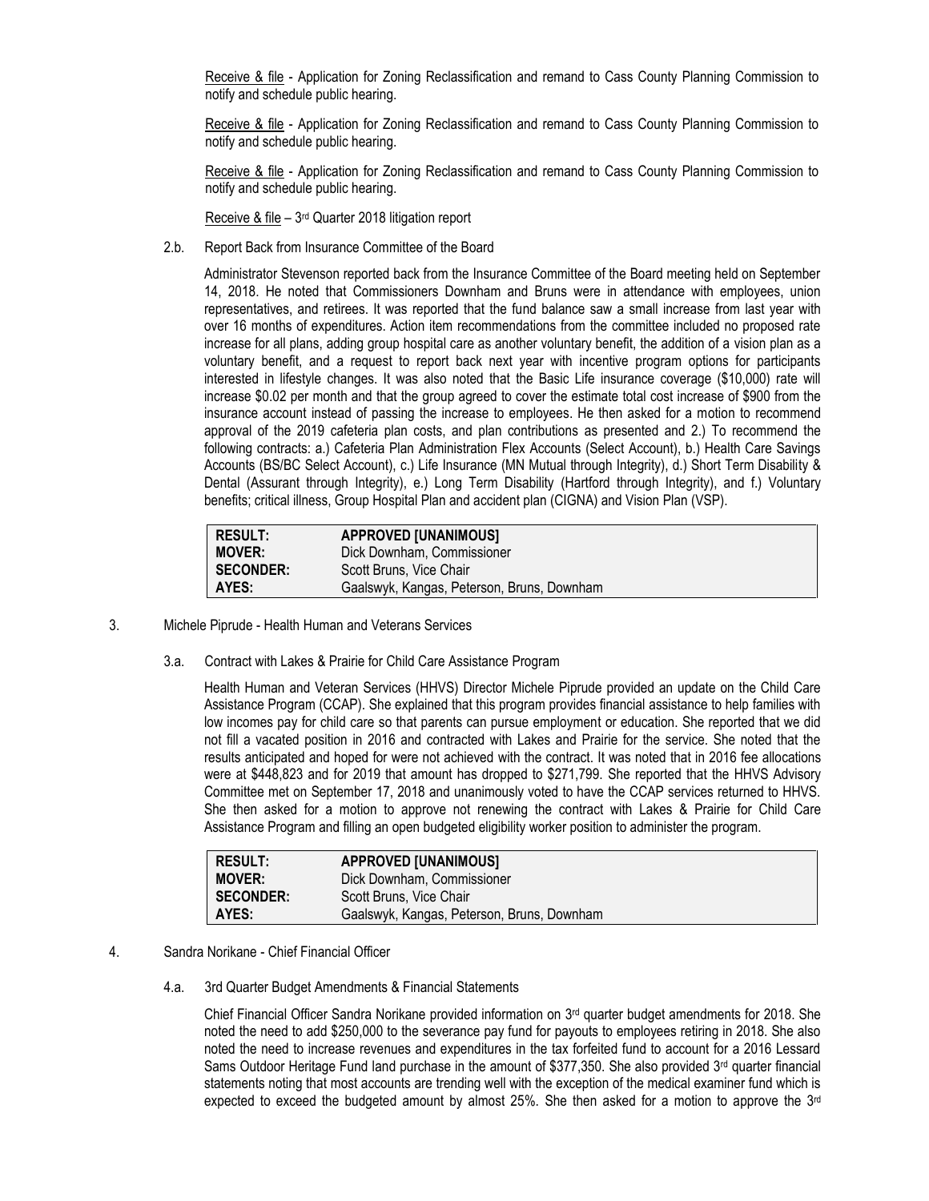<u>Receive & file</u> - Application for Zoning Reclassification and remand to Cass County Planning Commission to notify and schedule public hearing.

<u>Receive & file</u> - Application for Zoning Reclassification and remand to Cass County Planning Commission to notify and schedule public hearing.

<u>Receive & file</u> - Application for Zoning Reclassification and remand to Cass County Planning Commission to notify and schedule public hearing.

<u>Receive & file</u> – 3rd Quarter 2018 litigation report

2.b. Report Back from Insurance Committee of the Board

Administrator Stevenson reported back from the Insurance Committee of the Board meeting held on September 14, 2018. He noted that Commissioners Downham and Bruns were in attendance with employees, union representatives, and retirees. It was reported that the fund balance saw a small increase from last year with over 16 months of expenditures. Action item recommendations from the committee included no proposed rate increase for all plans, adding group hospital care as another voluntary benefit, the addition of a vision plan as a voluntary benefit, and a request to report back next year with incentive program options for participants interested in lifestyle changes. It was also noted that the Basic Life insurance coverage ($10,000) rate will increase $0.02 per month and that the group agreed to cover the estimate total cost increase of $900 from the insurance account instead of passing the increase to employees. He then asked for a motion to recommend approval of the 2019 cafeteria plan costs, and plan contributions as presented and 2.) To recommend the following contracts: a.) Cafeteria Plan Administration Flex Accounts (Select Account), b.) Health Care Savings Accounts (BS/BC Select Account), c.) Life Insurance (MN Mutual through Integrity), d.) Short Term Disability & Dental (Assurant through Integrity), e.) Long Term Disability (Hartford through Integrity), and f.) Voluntary benefits; critical illness, Group Hospital Plan and accident plan (CIGNA) and Vision Plan (VSP).

| **RESULT:** | **APPROVED [UNANIMOUS]** |
|---|---|
| **MOVER:** | Dick Downham, Commissioner |
| **SECONDER:** | Scott Bruns, Vice Chair |
| **AYES:** | Gaalswyk, Kangas, Peterson, Bruns, Downham |

3. Michele Piprude - Health Human and Veterans Services

3.a. Contract with Lakes & Prairie for Child Care Assistance Program

Health Human and Veteran Services (HHVS) Director Michele Piprude provided an update on the Child Care Assistance Program (CCAP). She explained that this program provides financial assistance to help families with low incomes pay for child care so that parents can pursue employment or education. She reported that we did not fill a vacated position in 2016 and contracted with Lakes and Prairie for the service. She noted that the results anticipated and hoped for were not achieved with the contract. It was noted that in 2016 fee allocations were at $448,823 and for 2019 that amount has dropped to $271,799. She reported that the HHVS Advisory Committee met on September 17, 2018 and unanimously voted to have the CCAP services returned to HHVS. She then asked for a motion to approve not renewing the contract with Lakes & Prairie for Child Care Assistance Program and filling an open budgeted eligibility worker position to administer the program.

| **RESULT:** | **APPROVED [UNANIMOUS]** |
|---|---|
| **MOVER:** | Dick Downham, Commissioner |
| **SECONDER:** | Scott Bruns, Vice Chair |
| **AYES:** | Gaalswyk, Kangas, Peterson, Bruns, Downham |

4. Sandra Norikane - Chief Financial Officer

4.a. 3rd Quarter Budget Amendments & Financial Statements

Chief Financial Officer Sandra Norikane provided information on 3rd quarter budget amendments for 2018. She noted the need to add $250,000 to the severance pay fund for payouts to employees retiring in 2018. She also noted the need to increase revenues and expenditures in the tax forfeited fund to account for a 2016 Lessard Sams Outdoor Heritage Fund land purchase in the amount of $377,350. She also provided 3rd quarter financial statements noting that most accounts are trending well with the exception of the medical examiner fund which is expected to exceed the budgeted amount by almost 25%. She then asked for a motion to approve the 3rd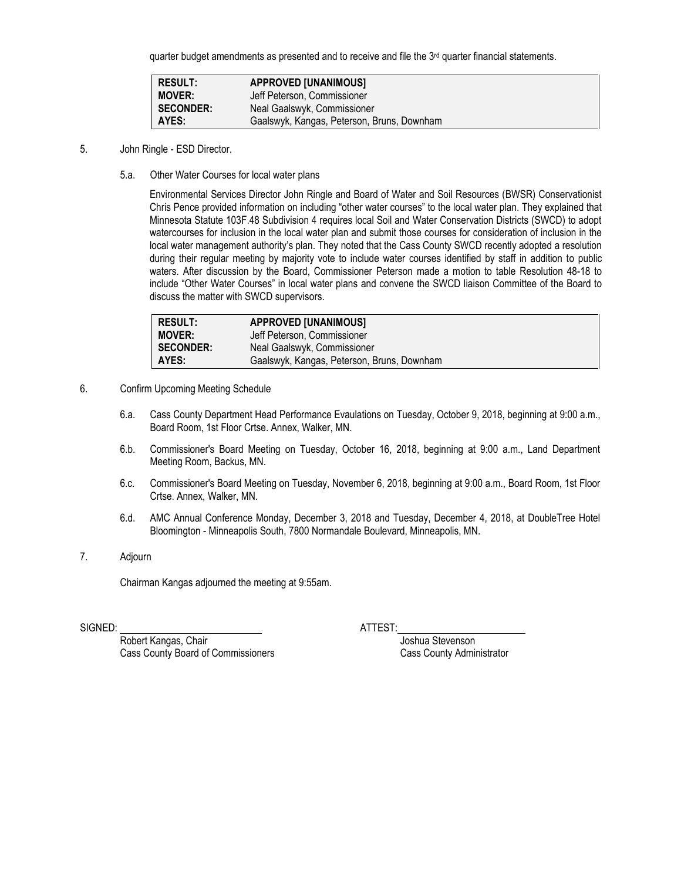quarter budget amendments as presented and to receive and file the 3rd quarter financial statements.

| | |
|---|---|
| **RESULT:** | **APPROVED [UNANIMOUS]** |
| **MOVER:** | Jeff Peterson, Commissioner |
| **SECONDER:** | Neal Gaalswyk, Commissioner |
| **AYES:** | Gaalswyk, Kangas, Peterson, Bruns, Downham |

5. John Ringle - ESD Director.

   5.a. Other Water Courses for local water plans

   Environmental Services Director John Ringle and Board of Water and Soil Resources (BWSR) Conservationist Chris Pence provided information on including "other water courses" to the local water plan. They explained that Minnesota Statute 103F.48 Subdivision 4 requires local Soil and Water Conservation Districts (SWCD) to adopt watercourses for inclusion in the local water plan and submit those courses for consideration of inclusion in the local water management authority's plan. They noted that the Cass County SWCD recently adopted a resolution during their regular meeting by majority vote to include water courses identified by staff in addition to public waters. After discussion by the Board, Commissioner Peterson made a motion to table Resolution 48-18 to include "Other Water Courses" in local water plans and convene the SWCD liaison Committee of the Board to discuss the matter with SWCD supervisors.

| | |
|---|---|
| **RESULT:** | **APPROVED [UNANIMOUS]** |
| **MOVER:** | Jeff Peterson, Commissioner |
| **SECONDER:** | Neal Gaalswyk, Commissioner |
| **AYES:** | Gaalswyk, Kangas, Peterson, Bruns, Downham |

6. Confirm Upcoming Meeting Schedule

   6.a. Cass County Department Head Performance Evaulations on Tuesday, October 9, 2018, beginning at 9:00 a.m., Board Room, 1st Floor Crtse. Annex, Walker, MN.

   6.b. Commissioner's Board Meeting on Tuesday, October 16, 2018, beginning at 9:00 a.m., Land Department Meeting Room, Backus, MN.

   6.c. Commissioner's Board Meeting on Tuesday, November 6, 2018, beginning at 9:00 a.m., Board Room, 1st Floor Crtse. Annex, Walker, MN.

   6.d. AMC Annual Conference Monday, December 3, 2018 and Tuesday, December 4, 2018, at DoubleTree Hotel Bloomington - Minneapolis South, 7800 Normandale Boulevard, Minneapolis, MN.

7. Adjourn

   Chairman Kangas adjourned the meeting at 9:55am.

SIGNED: ____________________________
Robert Kangas, Chair
Cass County Board of Commissioners

ATTEST: ____________________________
Joshua Stevenson
Cass County Administrator